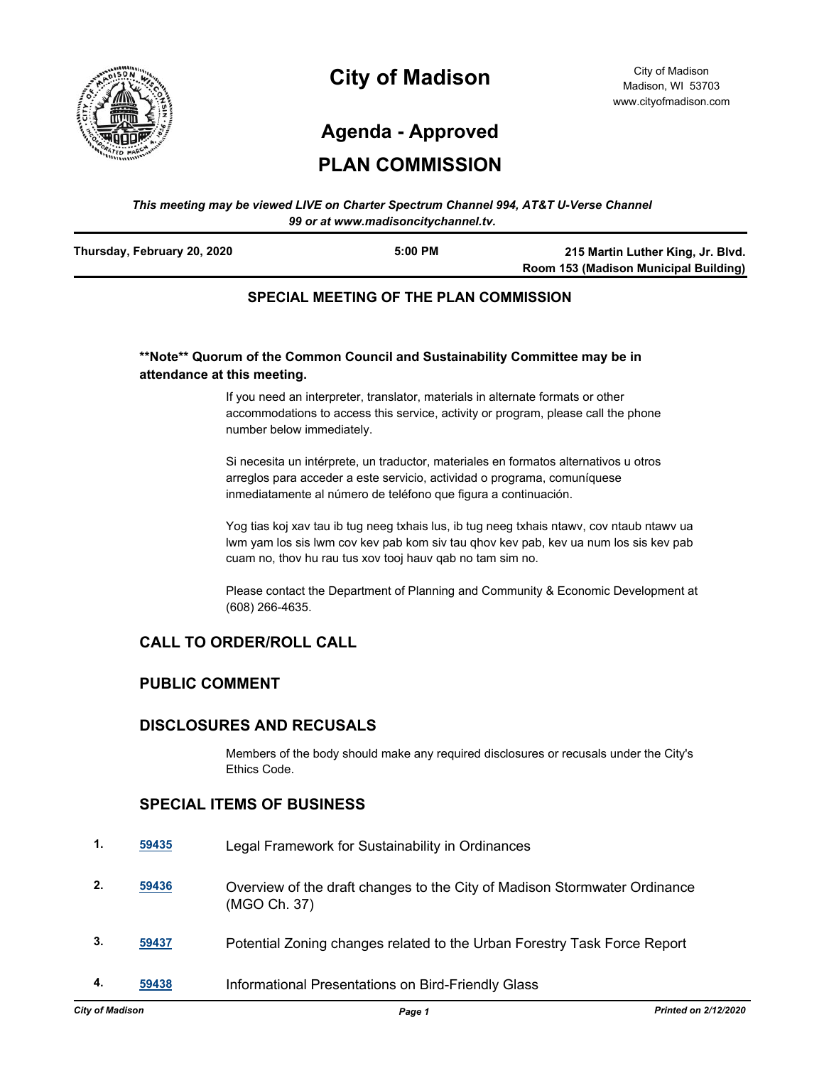# City of Madison

City of Madison
Madison, WI 53703
www.cityofmadison.com

## Agenda - Approved

## PLAN COMMISSION

***This meeting may be viewed LIVE on Charter Spectrum Channel 994, AT&T U-Verse Channel 99 or at www.madisoncitychannel.tv.***

| **Thursday, February 20, 2020** | **5:00 PM** | **215 Martin Luther King, Jr. Blvd. Room 153 (Madison Municipal Building)** |
|---|---|---|

**SPECIAL MEETING OF THE PLAN COMMISSION**

****Note** Quorum of the Common Council and Sustainability Committee may be in attendance at this meeting.**

If you need an interpreter, translator, materials in alternate formats or other accommodations to access this service, activity or program, please call the phone number below immediately.

Si necesita un intérprete, un traductor, materiales en formatos alternativos u otros arreglos para acceder a este servicio, actividad o programa, comuníquese inmediatamente al número de teléfono que figura a continuación.

Yog tias koj xav tau ib tug neeg txhais lus, ib tug neeg txhais ntawv, cov ntaub ntawv ua lwm yam los sis lwm cov kev pab kom siv tau qhov kev pab, kev ua num los sis kev pab cuam no, thov hu rau tus xov tooj hauv qab no tam sim no.

Please contact the Department of Planning and Community & Economic Development at (608) 266-4635.

### CALL TO ORDER/ROLL CALL

### PUBLIC COMMENT

### DISCLOSURES AND RECUSALS

Members of the body should make any required disclosures or recusals under the City's Ethics Code.

### SPECIAL ITEMS OF BUSINESS

1. **59435** Legal Framework for Sustainability in Ordinances
2. **59436** Overview of the draft changes to the City of Madison Stormwater Ordinance (MGO Ch. 37)
3. **59437** Potential Zoning changes related to the Urban Forestry Task Force Report
4. **59438** Informational Presentations on Bird-Friendly Glass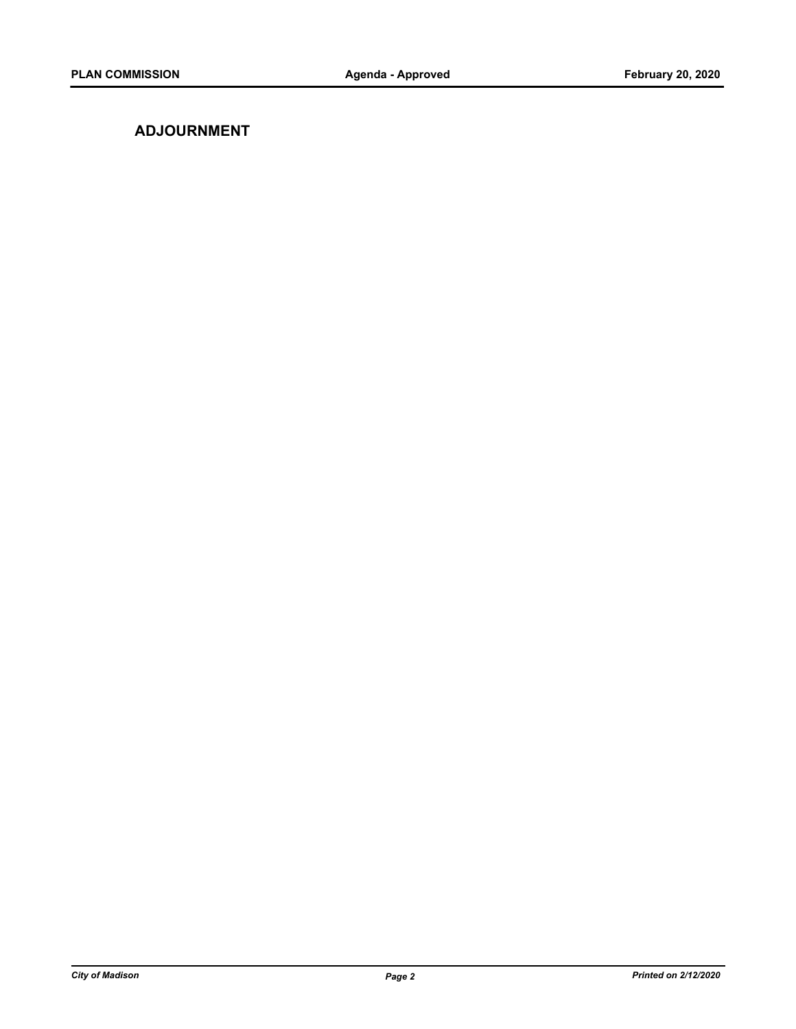## ADJOURNMENT